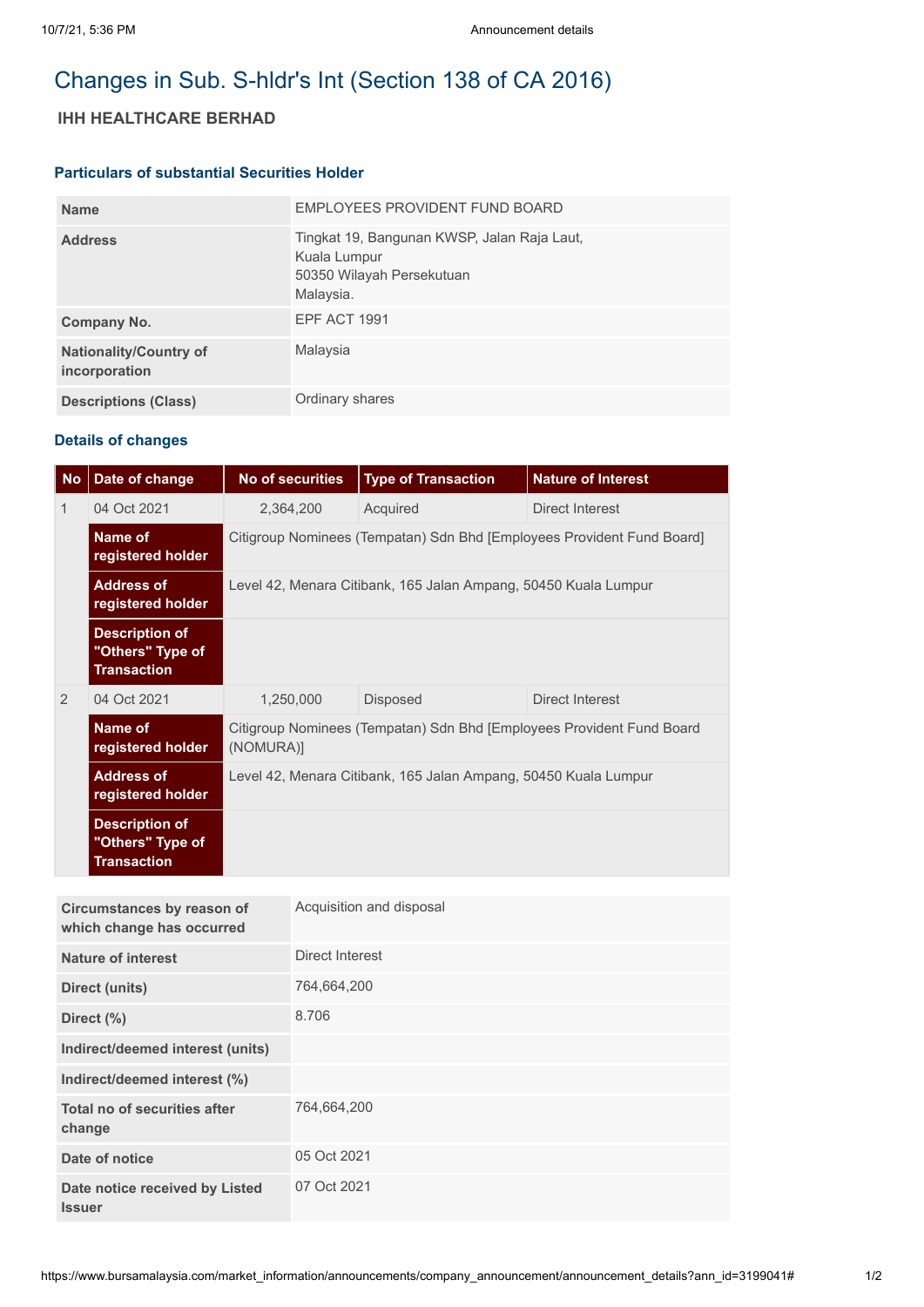# Changes in Sub. S-hldr's Int (Section 138 of CA 2016)

## IHH HEALTHCARE BERHAD

### Particulars of substantial Securities Holder

| | |
|---|---|
| **Name** | EMPLOYEES PROVIDENT FUND BOARD |
| **Address** | Tingkat 19, Bangunan KWSP, Jalan Raja Laut,<br>Kuala Lumpur<br>50350 Wilayah Persekutuan<br>Malaysia. |
| **Company No.** | EPF ACT 1991 |
| **Nationality/Country of incorporation** | Malaysia |
| **Descriptions (Class)** | Ordinary shares |

### Details of changes

| No | Date of change | No of securities | Type of Transaction | Nature of Interest |
|---|---|---|---|---|
| 1 | 04 Oct 2021 | 2,364,200 | Acquired | Direct Interest |
| | **Name of registered holder** | Citigroup Nominees (Tempatan) Sdn Bhd [Employees Provident Fund Board] | | |
| | **Address of registered holder** | Level 42, Menara Citibank, 165 Jalan Ampang, 50450 Kuala Lumpur | | |
| | **Description of "Others" Type of Transaction** | | | |
| 2 | 04 Oct 2021 | 1,250,000 | Disposed | Direct Interest |
| | **Name of registered holder** | Citigroup Nominees (Tempatan) Sdn Bhd [Employees Provident Fund Board (NOMURA)] | | |
| | **Address of registered holder** | Level 42, Menara Citibank, 165 Jalan Ampang, 50450 Kuala Lumpur | | |
| | **Description of "Others" Type of Transaction** | | | |

| | |
|---|---|
| **Circumstances by reason of which change has occurred** | Acquisition and disposal |
| **Nature of interest** | Direct Interest |
| **Direct (units)** | 764,664,200 |
| **Direct (%)** | 8.706 |
| **Indirect/deemed interest (units)** | |
| **Indirect/deemed interest (%)** | |
| **Total no of securities after change** | 764,664,200 |
| **Date of notice** | 05 Oct 2021 |
| **Date notice received by Listed Issuer** | 07 Oct 2021 |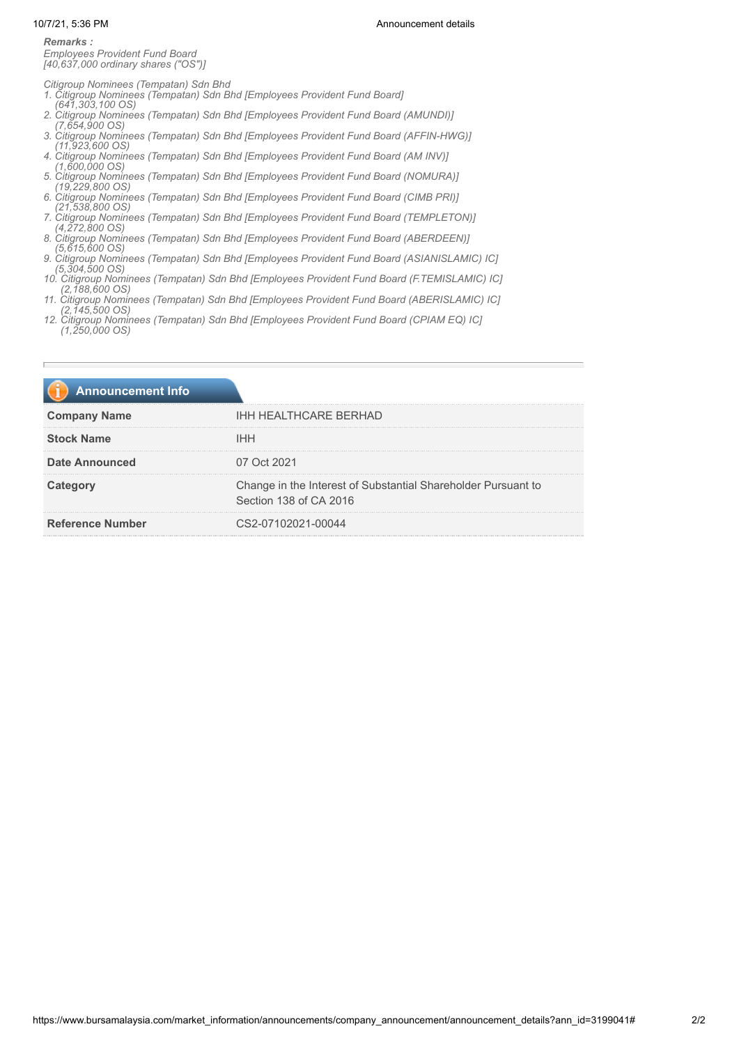***Remarks :***
*Employees Provident Fund Board*
*[40,637,000 ordinary shares ("OS")]*

*Citigroup Nominees (Tempatan) Sdn Bhd*

1. *Citigroup Nominees (Tempatan) Sdn Bhd [Employees Provident Fund Board] (641,303,100 OS)*
2. *Citigroup Nominees (Tempatan) Sdn Bhd [Employees Provident Fund Board (AMUNDI)] (7,654,900 OS)*
3. *Citigroup Nominees (Tempatan) Sdn Bhd [Employees Provident Fund Board (AFFIN-HWG)] (11,923,600 OS)*
4. *Citigroup Nominees (Tempatan) Sdn Bhd [Employees Provident Fund Board (AM INV)] (1,600,000 OS)*
5. *Citigroup Nominees (Tempatan) Sdn Bhd [Employees Provident Fund Board (NOMURA)] (19,229,800 OS)*
6. *Citigroup Nominees (Tempatan) Sdn Bhd [Employees Provident Fund Board (CIMB PRI)] (21,538,800 OS)*
7. *Citigroup Nominees (Tempatan) Sdn Bhd [Employees Provident Fund Board (TEMPLETON)] (4,272,800 OS)*
8. *Citigroup Nominees (Tempatan) Sdn Bhd [Employees Provident Fund Board (ABERDEEN)] (5,615,600 OS)*
9. *Citigroup Nominees (Tempatan) Sdn Bhd [Employees Provident Fund Board (ASIANISLAMIC) IC] (5,304,500 OS)*
10. *Citigroup Nominees (Tempatan) Sdn Bhd [Employees Provident Fund Board (F.TEMISLAMIC) IC] (2,188,600 OS)*
11. *Citigroup Nominees (Tempatan) Sdn Bhd [Employees Provident Fund Board (ABERISLAMIC) IC] (2,145,500 OS)*
12. *Citigroup Nominees (Tempatan) Sdn Bhd [Employees Provident Fund Board (CPIAM EQ) IC] (1,250,000 OS)*

## Announcement Info

| | |
|---|---|
| **Company Name** | IHH HEALTHCARE BERHAD |
| **Stock Name** | IHH |
| **Date Announced** | 07 Oct 2021 |
| **Category** | Change in the Interest of Substantial Shareholder Pursuant to Section 138 of CA 2016 |
| **Reference Number** | CS2-07102021-00044 |